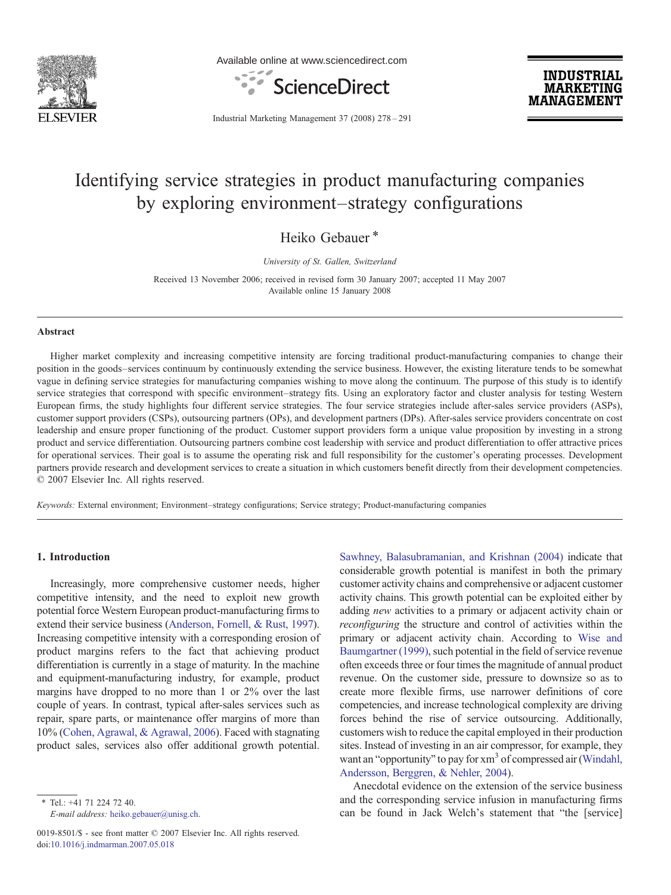# Identifying service strategies in product manufacturing companies by exploring environment–strategy configurations

Heiko Gebauer *

*University of St. Gallen, Switzerland*

Received 13 November 2006; received in revised form 30 January 2007; accepted 11 May 2007
Available online 15 January 2008

## Abstract

Higher market complexity and increasing competitive intensity are forcing traditional product-manufacturing companies to change their position in the goods–services continuum by continuously extending the service business. However, the existing literature tends to be somewhat vague in defining service strategies for manufacturing companies wishing to move along the continuum. The purpose of this study is to identify service strategies that correspond with specific environment–strategy fits. Using an exploratory factor and cluster analysis for testing Western European firms, the study highlights four different service strategies. The four service strategies include after-sales service providers (ASPs), customer support providers (CSPs), outsourcing partners (OPs), and development partners (DPs). After-sales service providers concentrate on cost leadership and ensure proper functioning of the product. Customer support providers form a unique value proposition by investing in a strong product and service differentiation. Outsourcing partners combine cost leadership with service and product differentiation to offer attractive prices for operational services. Their goal is to assume the operating risk and full responsibility for the customer's operating processes. Development partners provide research and development services to create a situation in which customers benefit directly from their development competencies.
© 2007 Elsevier Inc. All rights reserved.

*Keywords:* External environment; Environment–strategy configurations; Service strategy; Product-manufacturing companies

## 1. Introduction

Increasingly, more comprehensive customer needs, higher competitive intensity, and the need to exploit new growth potential force Western European product-manufacturing firms to extend their service business (Anderson, Fornell, & Rust, 1997). Increasing competitive intensity with a corresponding erosion of product margins refers to the fact that achieving product differentiation is currently in a stage of maturity. In the machine and equipment-manufacturing industry, for example, product margins have dropped to no more than 1 or 2% over the last couple of years. In contrast, typical after-sales services such as repair, spare parts, or maintenance offer margins of more than 10% (Cohen, Agrawal, & Agrawal, 2006). Faced with stagnating product sales, services also offer additional growth potential. Sawhney, Balasubramanian, and Krishnan (2004) indicate that considerable growth potential is manifest in both the primary customer activity chains and comprehensive or adjacent customer activity chains. This growth potential can be exploited either by adding *new* activities to a primary or adjacent activity chain or *reconfiguring* the structure and control of activities within the primary or adjacent activity chain. According to Wise and Baumgartner (1999), such potential in the field of service revenue often exceeds three or four times the magnitude of annual product revenue. On the customer side, pressure to downsize so as to create more flexible firms, use narrower definitions of core competencies, and increase technological complexity are driving forces behind the rise of service outsourcing. Additionally, customers wish to reduce the capital employed in their production sites. Instead of investing in an air compressor, for example, they want an "opportunity" to pay for x$m^3$ of compressed air (Windahl, Andersson, Berggren, & Nehler, 2004).

Anecdotal evidence on the extension of the service business and the corresponding service infusion in manufacturing firms can be found in Jack Welch's statement that "the [service]

* Tel.: +41 71 224 72 40.
*E-mail address:* heiko.gebauer@unisg.ch.

0019-8501/$ - see front matter © 2007 Elsevier Inc. All rights reserved.
doi:10.1016/j.indmarman.2007.05.018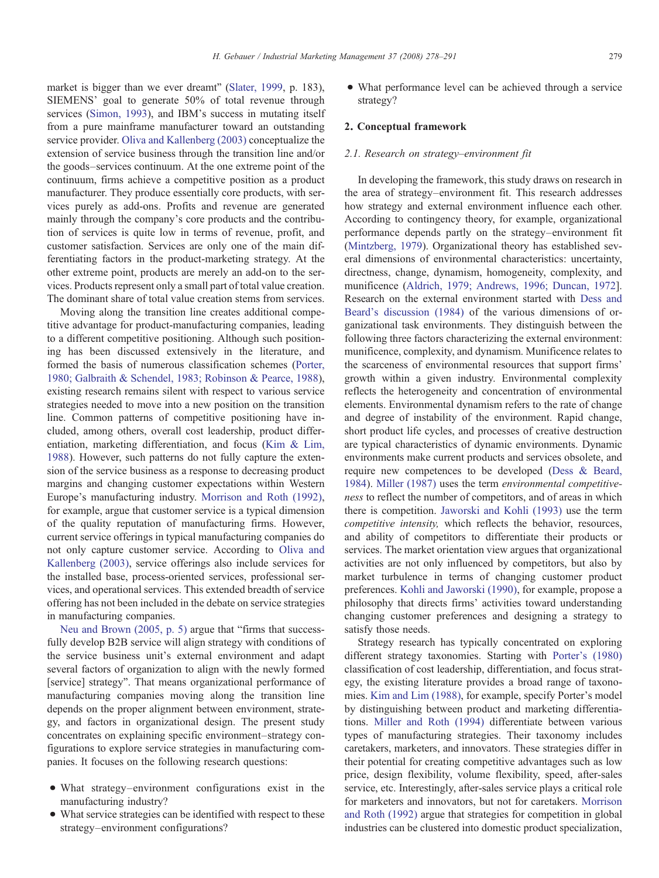market is bigger than we ever dreamt" (Slater, 1999, p. 183), SIEMENS' goal to generate 50% of total revenue through services (Simon, 1993), and IBM's success in mutating itself from a pure mainframe manufacturer toward an outstanding service provider. Oliva and Kallenberg (2003) conceptualize the extension of service business through the transition line and/or the goods–services continuum. At the one extreme point of the continuum, firms achieve a competitive position as a product manufacturer. They produce essentially core products, with services purely as add-ons. Profits and revenue are generated mainly through the company's core products and the contribution of services is quite low in terms of revenue, profit, and customer satisfaction. Services are only one of the main differentiating factors in the product-marketing strategy. At the other extreme point, products are merely an add-on to the services. Products represent only a small part of total value creation. The dominant share of total value creation stems from services.

Moving along the transition line creates additional competitive advantage for product-manufacturing companies, leading to a different competitive positioning. Although such positioning has been discussed extensively in the literature, and formed the basis of numerous classification schemes (Porter, 1980; Galbraith & Schendel, 1983; Robinson & Pearce, 1988), existing research remains silent with respect to various service strategies needed to move into a new position on the transition line. Common patterns of competitive positioning have included, among others, overall cost leadership, product differentiation, marketing differentiation, and focus (Kim & Lim, 1988). However, such patterns do not fully capture the extension of the service business as a response to decreasing product margins and changing customer expectations within Western Europe's manufacturing industry. Morrison and Roth (1992), for example, argue that customer service is a typical dimension of the quality reputation of manufacturing firms. However, current service offerings in typical manufacturing companies do not only capture customer service. According to Oliva and Kallenberg (2003), service offerings also include services for the installed base, process-oriented services, professional services, and operational services. This extended breadth of service offering has not been included in the debate on service strategies in manufacturing companies.

Neu and Brown (2005, p. 5) argue that "firms that successfully develop B2B service will align strategy with conditions of the service business unit's external environment and adapt several factors of organization to align with the newly formed [service] strategy". That means organizational performance of manufacturing companies moving along the transition line depends on the proper alignment between environment, strategy, and factors in organizational design. The present study concentrates on explaining specific environment–strategy configurations to explore service strategies in manufacturing companies. It focuses on the following research questions:

- What strategy–environment configurations exist in the manufacturing industry?
- What service strategies can be identified with respect to these strategy–environment configurations?
- What performance level can be achieved through a service strategy?

## 2. Conceptual framework

### 2.1. Research on strategy–environment fit

In developing the framework, this study draws on research in the area of strategy–environment fit. This research addresses how strategy and external environment influence each other. According to contingency theory, for example, organizational performance depends partly on the strategy–environment fit (Mintzberg, 1979). Organizational theory has established several dimensions of environmental characteristics: uncertainty, directness, change, dynamism, homogeneity, complexity, and munificence (Aldrich, 1979; Andrews, 1996; Duncan, 1972]. Research on the external environment started with Dess and Beard's discussion (1984) of the various dimensions of organizational task environments. They distinguish between the following three factors characterizing the external environment: munificence, complexity, and dynamism. Munificence relates to the scarceness of environmental resources that support firms' growth within a given industry. Environmental complexity reflects the heterogeneity and concentration of environmental elements. Environmental dynamism refers to the rate of change and degree of instability of the environment. Rapid change, short product life cycles, and processes of creative destruction are typical characteristics of dynamic environments. Dynamic environments make current products and services obsolete, and require new competences to be developed (Dess & Beard, 1984). Miller (1987) uses the term *environmental competitiveness* to reflect the number of competitors, and of areas in which there is competition. Jaworski and Kohli (1993) use the term *competitive intensity,* which reflects the behavior, resources, and ability of competitors to differentiate their products or services. The market orientation view argues that organizational activities are not only influenced by competitors, but also by market turbulence in terms of changing customer product preferences. Kohli and Jaworski (1990), for example, propose a philosophy that directs firms' activities toward understanding changing customer preferences and designing a strategy to satisfy those needs.

Strategy research has typically concentrated on exploring different strategy taxonomies. Starting with Porter's (1980) classification of cost leadership, differentiation, and focus strategy, the existing literature provides a broad range of taxonomies. Kim and Lim (1988), for example, specify Porter's model by distinguishing between product and marketing differentiations. Miller and Roth (1994) differentiate between various types of manufacturing strategies. Their taxonomy includes caretakers, marketers, and innovators. These strategies differ in their potential for creating competitive advantages such as low price, design flexibility, volume flexibility, speed, after-sales service, etc. Interestingly, after-sales service plays a critical role for marketers and innovators, but not for caretakers. Morrison and Roth (1992) argue that strategies for competition in global industries can be clustered into domestic product specialization,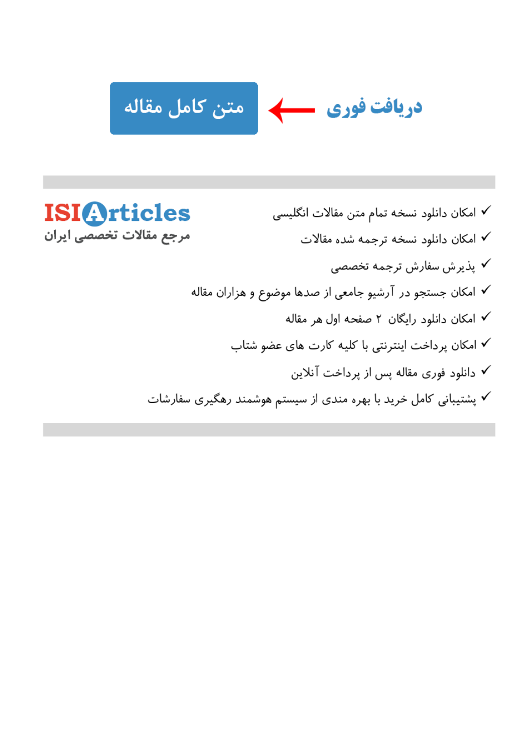دریافت فوری ← **متن کامل مقاله**

**ISIArticles**
مرجع مقالات تخصصی ایران

- ✓ امکان دانلود نسخه تمام متن مقالات انگلیسی
- ✓ امکان دانلود نسخه ترجمه شده مقالات
- ✓ پذیرش سفارش ترجمه تخصصی
- ✓ امکان جستجو در آرشیو جامعی از صدها موضوع و هزاران مقاله
- ✓ امکان دانلود رایگان ۲ صفحه اول هر مقاله
- ✓ امکان پرداخت اینترنتی با کلیه کارت های عضو شتاب
- ✓ دانلود فوری مقاله پس از پرداخت آنلاین
- ✓ پشتیبانی کامل خرید با بهره مندی از سیستم هوشمند رهگیری سفارشات